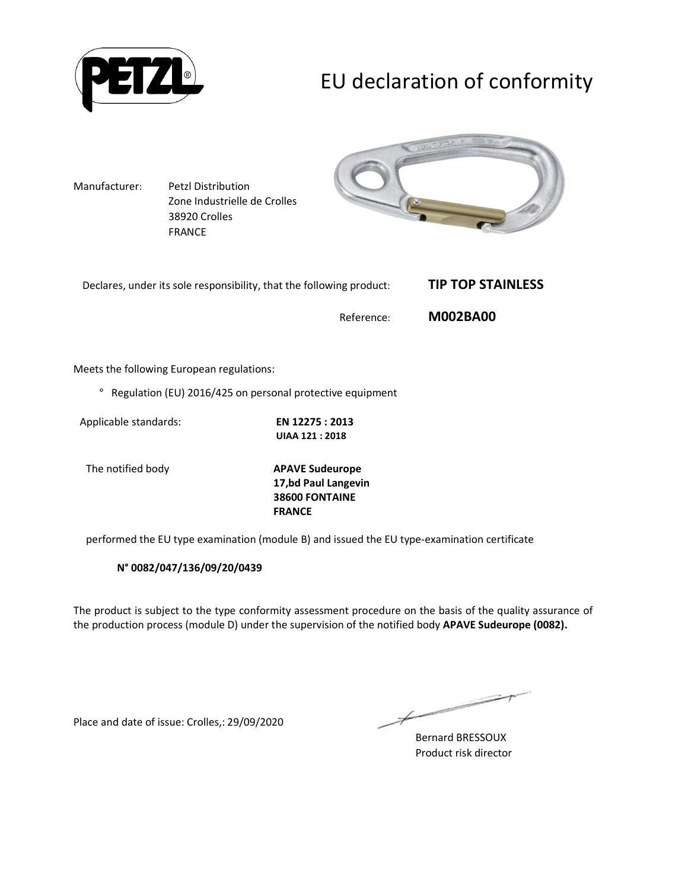# EU declaration of conformity

Manufacturer: Petzl Distribution
Zone Industrielle de Crolles
38920 Crolles
FRANCE

Declares, under its sole responsibility, that the following product: **TIP TOP STAINLESS**

Reference: **M002BA00**

Meets the following European regulations:

° Regulation (EU) 2016/425 on personal protective equipment

Applicable standards: **EN 12275 : 2013**
**UIAA 121 : 2018**

The notified body **APAVE Sudeurope**
**17,bd Paul Langevin**
**38600 FONTAINE**
**FRANCE**

performed the EU type examination (module B) and issued the EU type-examination certificate

**N° 0082/047/136/09/20/0439**

The product is subject to the type conformity assessment procedure on the basis of the quality assurance of the production process (module D) under the supervision of the notified body **APAVE Sudeurope (0082).**

Place and date of issue: Crolles,: 29/09/2020

Bernard BRESSOUX
Product risk director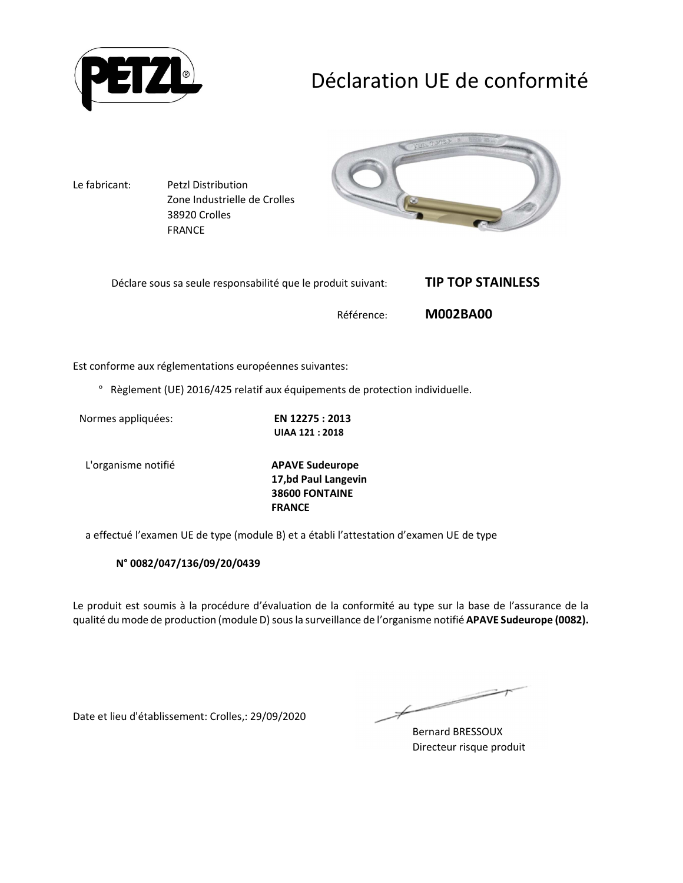# Déclaration UE de conformité

Le fabricant: Petzl Distribution
Zone Industrielle de Crolles
38920 Crolles
FRANCE

Déclare sous sa seule responsabilité que le produit suivant: **TIP TOP STAINLESS**

Référence: **M002BA00**

Est conforme aux réglementations européennes suivantes:

° Règlement (UE) 2016/425 relatif aux équipements de protection individuelle.

Normes appliquées: **EN 12275 : 2013**
**UIAA 121 : 2018**

L'organisme notifié **APAVE Sudeurope**
**17,bd Paul Langevin**
**38600 FONTAINE**
**FRANCE**

a effectué l'examen UE de type (module B) et a établi l'attestation d'examen UE de type

**N° 0082/047/136/09/20/0439**

Le produit est soumis à la procédure d'évaluation de la conformité au type sur la base de l'assurance de la qualité du mode de production (module D) sous la surveillance de l'organisme notifié **APAVE Sudeurope (0082).**

Date et lieu d'établissement: Crolles,: 29/09/2020

Bernard BRESSOUX
Directeur risque produit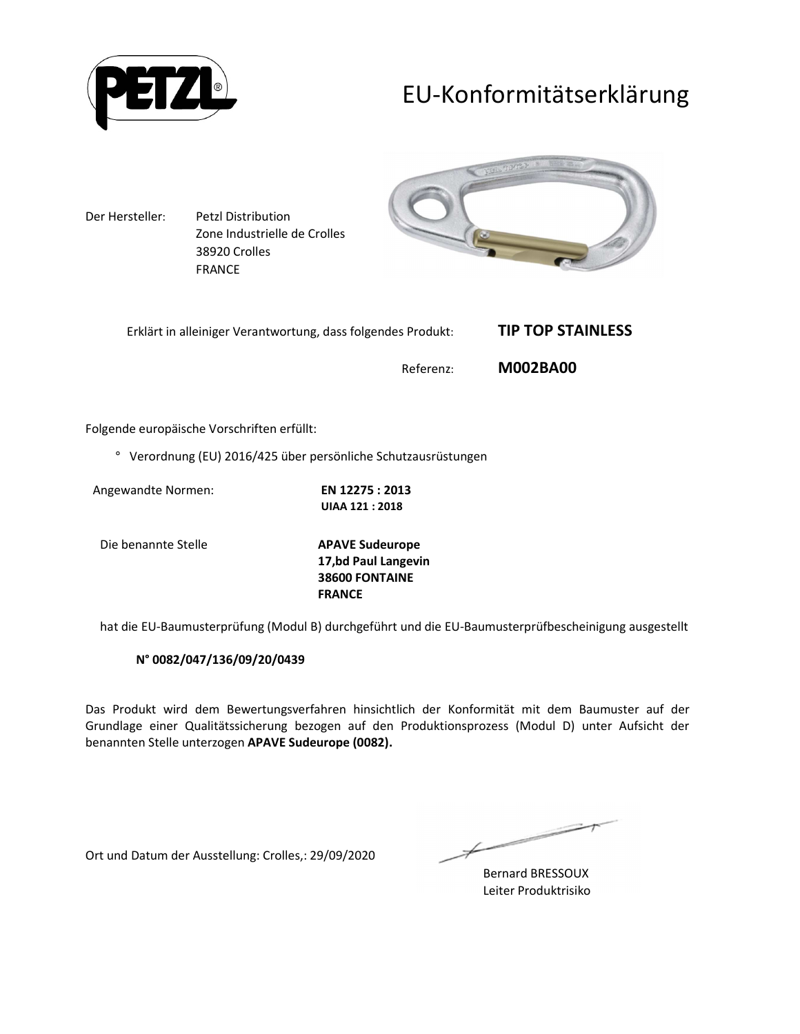# EU-Konformitätserklärung

Der Hersteller: Petzl Distribution
Zone Industrielle de Crolles
38920 Crolles
FRANCE

Erklärt in alleiniger Verantwortung, dass folgendes Produkt: **TIP TOP STAINLESS**

Referenz: **M002BA00**

Folgende europäische Vorschriften erfüllt:

° Verordnung (EU) 2016/425 über persönliche Schutzausrüstungen

Angewandte Normen: **EN 12275 : 2013**
**UIAA 121 : 2018**

Die benannte Stelle **APAVE Sudeurope**
**17,bd Paul Langevin**
**38600 FONTAINE**
**FRANCE**

hat die EU-Baumusterprüfung (Modul B) durchgeführt und die EU-Baumusterprüfbescheinigung ausgestellt

**N° 0082/047/136/09/20/0439**

Das Produkt wird dem Bewertungsverfahren hinsichtlich der Konformität mit dem Baumuster auf der Grundlage einer Qualitätssicherung bezogen auf den Produktionsprozess (Modul D) unter Aufsicht der benannten Stelle unterzogen **APAVE Sudeurope (0082).**

Ort und Datum der Ausstellung: Crolles,: 29/09/2020

Bernard BRESSOUX
Leiter Produktrisiko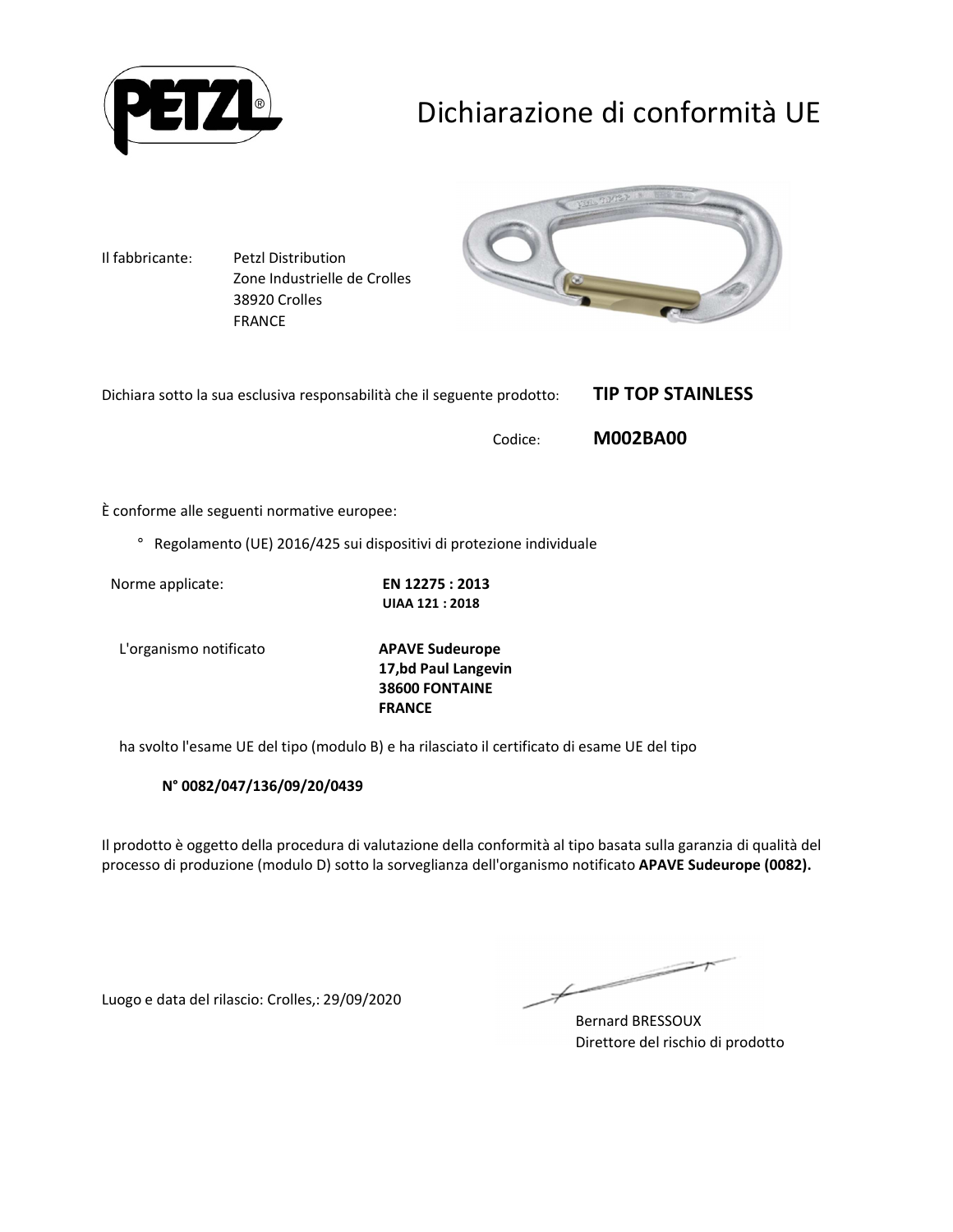# Dichiarazione di conformità UE

Il fabbricante: Petzl Distribution
Zone Industrielle de Crolles
38920 Crolles
FRANCE

Dichiara sotto la sua esclusiva responsabilità che il seguente prodotto: **TIP TOP STAINLESS**

Codice: **M002BA00**

È conforme alle seguenti normative europee:

° Regolamento (UE) 2016/425 sui dispositivi di protezione individuale

Norme applicate: **EN 12275 : 2013**
**UIAA 121 : 2018**

L'organismo notificato **APAVE Sudeurope**
**17,bd Paul Langevin**
**38600 FONTAINE**
**FRANCE**

ha svolto l'esame UE del tipo (modulo B) e ha rilasciato il certificato di esame UE del tipo

**N° 0082/047/136/09/20/0439**

Il prodotto è oggetto della procedura di valutazione della conformità al tipo basata sulla garanzia di qualità del processo di produzione (modulo D) sotto la sorveglianza dell'organismo notificato **APAVE Sudeurope (0082).**

Luogo e data del rilascio: Crolles,: 29/09/2020

Bernard BRESSOUX
Direttore del rischio di prodotto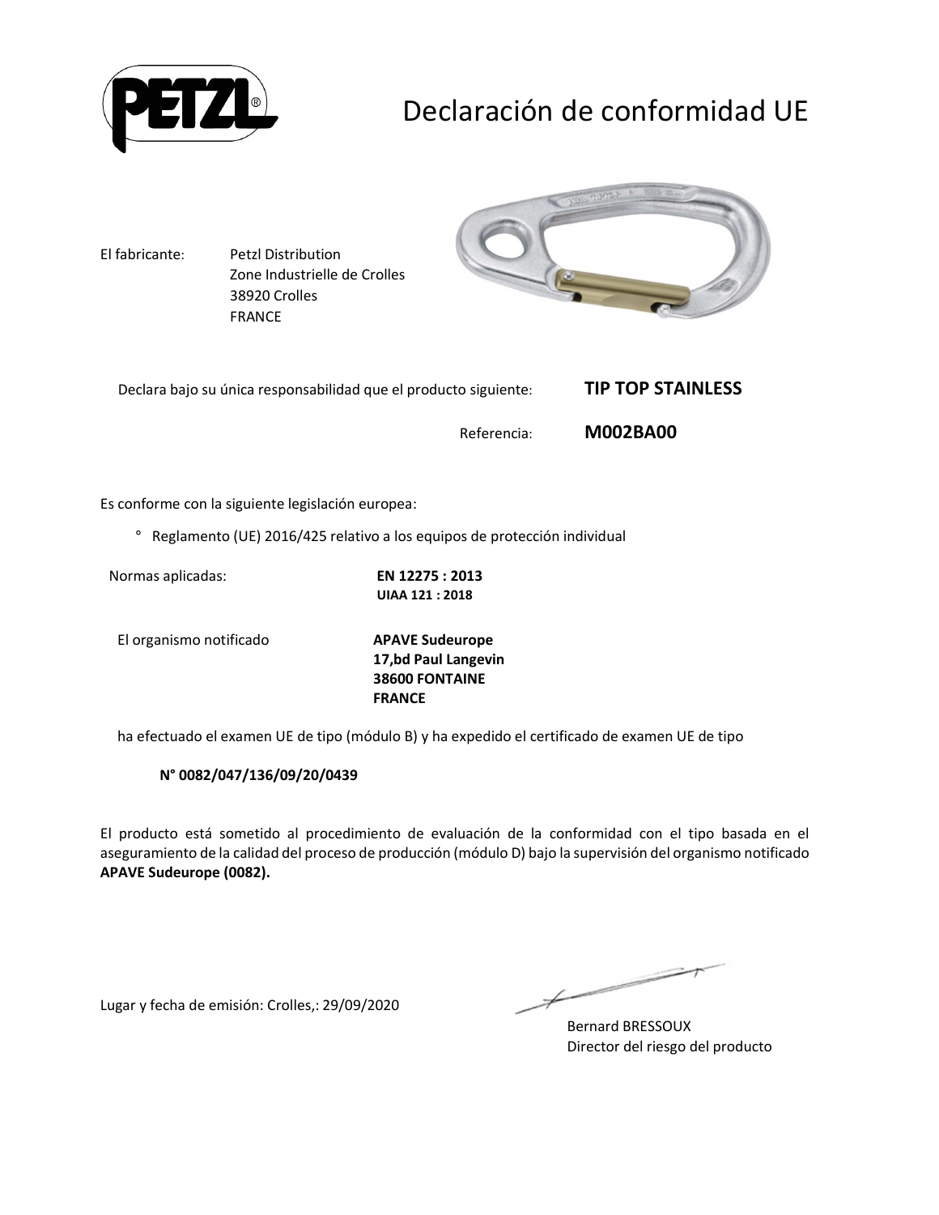# Declaración de conformidad UE

El fabricante: Petzl Distribution
Zone Industrielle de Crolles
38920 Crolles
FRANCE

Declara bajo su única responsabilidad que el producto siguiente: **TIP TOP STAINLESS**

Referencia: **M002BA00**

Es conforme con la siguiente legislación europea:

° Reglamento (UE) 2016/425 relativo a los equipos de protección individual

Normas aplicadas: **EN 12275 : 2013**
**UIAA 121 : 2018**

El organismo notificado **APAVE Sudeurope**
**17,bd Paul Langevin**
**38600 FONTAINE**
**FRANCE**

ha efectuado el examen UE de tipo (módulo B) y ha expedido el certificado de examen UE de tipo

**N° 0082/047/136/09/20/0439**

El producto está sometido al procedimiento de evaluación de la conformidad con el tipo basada en el aseguramiento de la calidad del proceso de producción (módulo D) bajo la supervisión del organismo notificado **APAVE Sudeurope (0082).**

Lugar y fecha de emisión: Crolles,: 29/09/2020

Bernard BRESSOUX
Director del riesgo del producto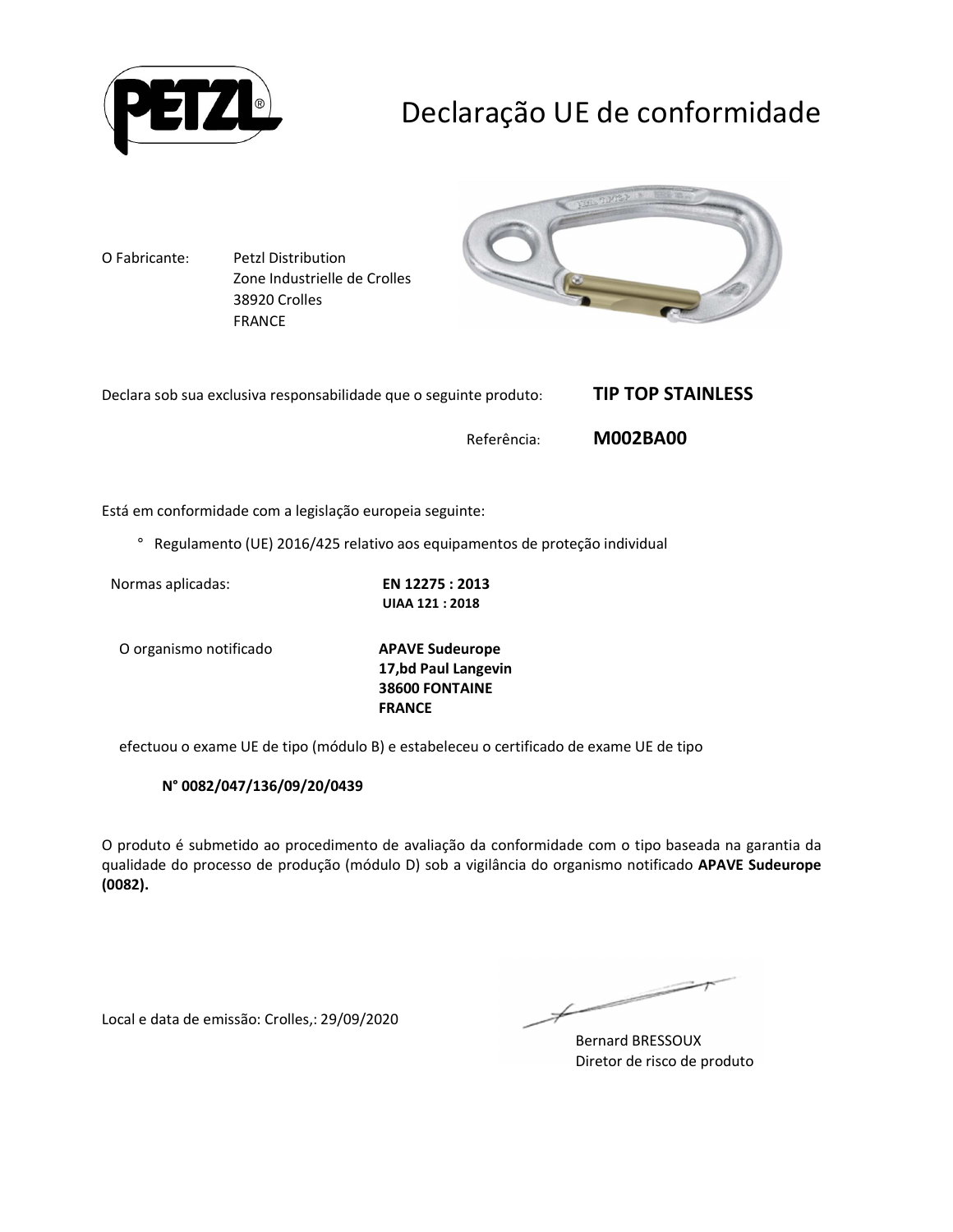# Declaração UE de conformidade

O Fabricante: Petzl Distribution
Zone Industrielle de Crolles
38920 Crolles
FRANCE

Declara sob sua exclusiva responsabilidade que o seguinte produto: **TIP TOP STAINLESS**

Referência: **M002BA00**

Está em conformidade com a legislação europeia seguinte:

° Regulamento (UE) 2016/425 relativo aos equipamentos de proteção individual

Normas aplicadas: **EN 12275 : 2013**
**UIAA 121 : 2018**

O organismo notificado **APAVE Sudeurope**
**17,bd Paul Langevin**
**38600 FONTAINE**
**FRANCE**

efectuou o exame UE de tipo (módulo B) e estabeleceu o certificado de exame UE de tipo

**N° 0082/047/136/09/20/0439**

O produto é submetido ao procedimento de avaliação da conformidade com o tipo baseada na garantia da qualidade do processo de produção (módulo D) sob a vigilância do organismo notificado **APAVE Sudeurope (0082).**

Local e data de emissão: Crolles,: 29/09/2020

Bernard BRESSOUX
Diretor de risco de produto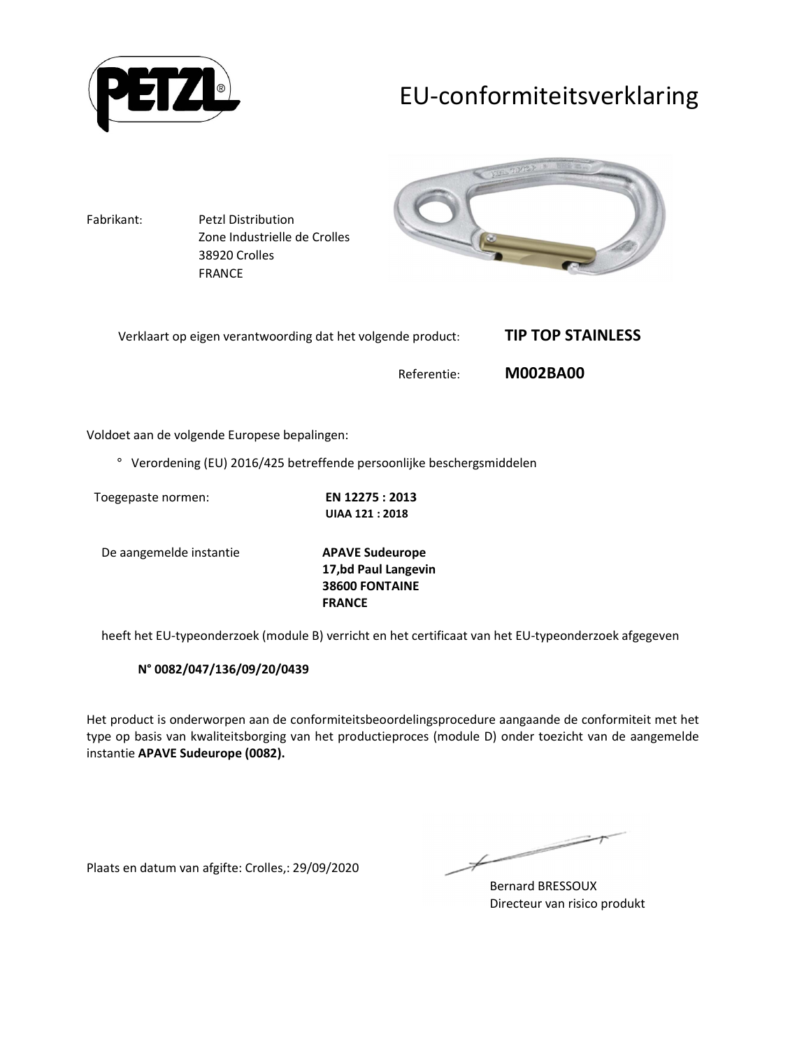# EU-conformiteitsverklaring

Fabrikant: Petzl Distribution
Zone Industrielle de Crolles
38920 Crolles
FRANCE

Verklaart op eigen verantwoording dat het volgende product: **TIP TOP STAINLESS**

Referentie: **M002BA00**

Voldoet aan de volgende Europese bepalingen:

° Verordening (EU) 2016/425 betreffende persoonlijke beschergsmiddelen

Toegepaste normen: **EN 12275 : 2013**
**UIAA 121 : 2018**

De aangemelde instantie **APAVE Sudeurope**
**17,bd Paul Langevin**
**38600 FONTAINE**
**FRANCE**

heeft het EU-typeonderzoek (module B) verricht en het certificaat van het EU-typeonderzoek afgegeven

**N° 0082/047/136/09/20/0439**

Het product is onderworpen aan de conformiteitsbeoordelingsprocedure aangaande de conformiteit met het type op basis van kwaliteitsborging van het productieproces (module D) onder toezicht van de aangemelde instantie **APAVE Sudeurope (0082).**

Plaats en datum van afgifte: Crolles,: 29/09/2020

Bernard BRESSOUX
Directeur van risico produkt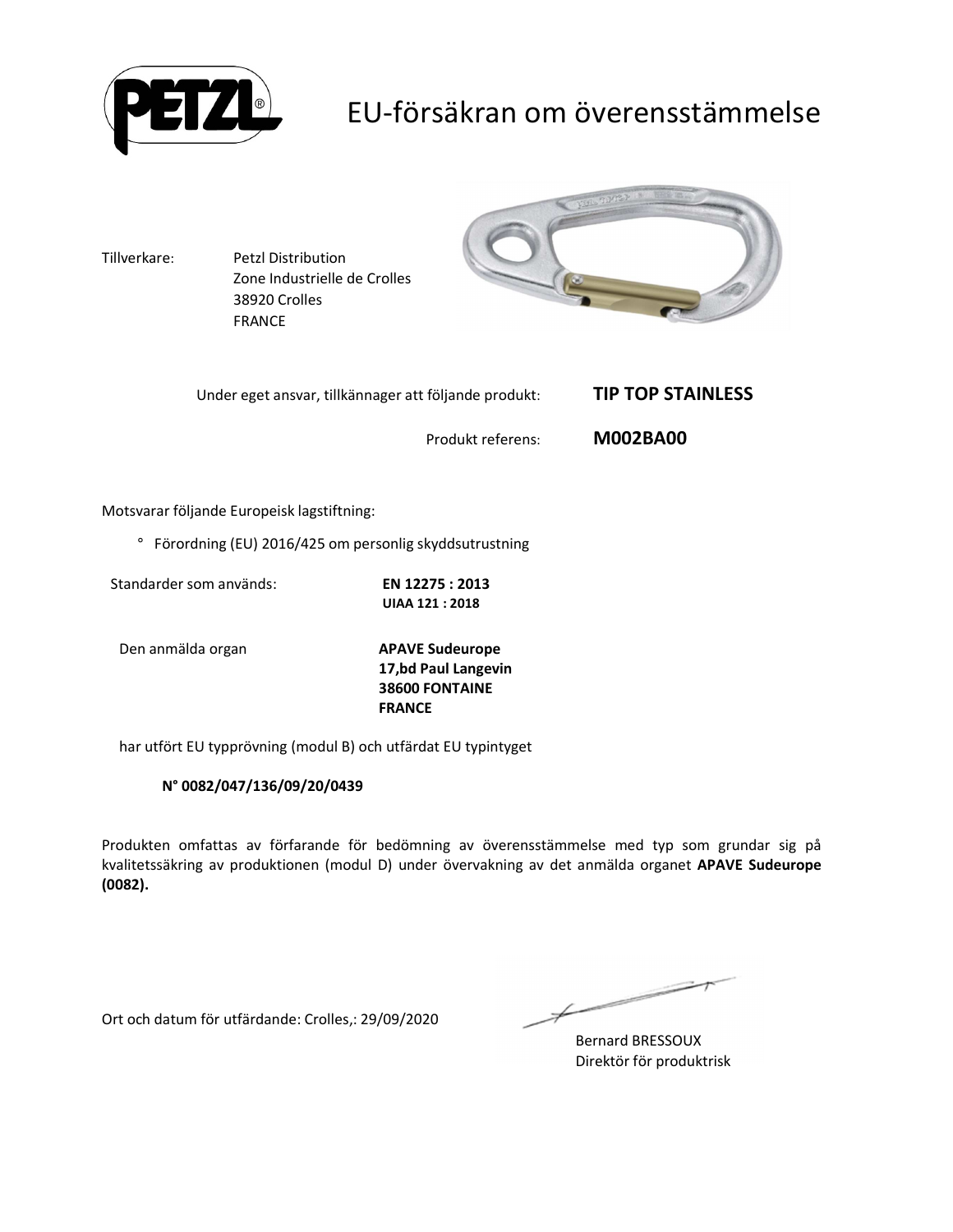# EU-försäkran om överensstämmelse

Tillverkare: Petzl Distribution
Zone Industrielle de Crolles
38920 Crolles
FRANCE

Under eget ansvar, tillkännager att följande produkt: **TIP TOP STAINLESS**

Produkt referens: **M002BA00**

Motsvarar följande Europeisk lagstiftning:

° Förordning (EU) 2016/425 om personlig skyddsutrustning

Standarder som används: **EN 12275 : 2013**
**UIAA 121 : 2018**

Den anmälda organ **APAVE Sudeurope**
**17,bd Paul Langevin**
**38600 FONTAINE**
**FRANCE**

har utfört EU typprövning (modul B) och utfärdat EU typintyget

**N° 0082/047/136/09/20/0439**

Produkten omfattas av förfarande för bedömning av överensstämmelse med typ som grundar sig på kvalitetssäkring av produktionen (modul D) under övervakning av det anmälda organet **APAVE Sudeurope (0082).**

Ort och datum för utfärdande: Crolles,: 29/09/2020

Bernard BRESSOUX
Direktör för produktrisk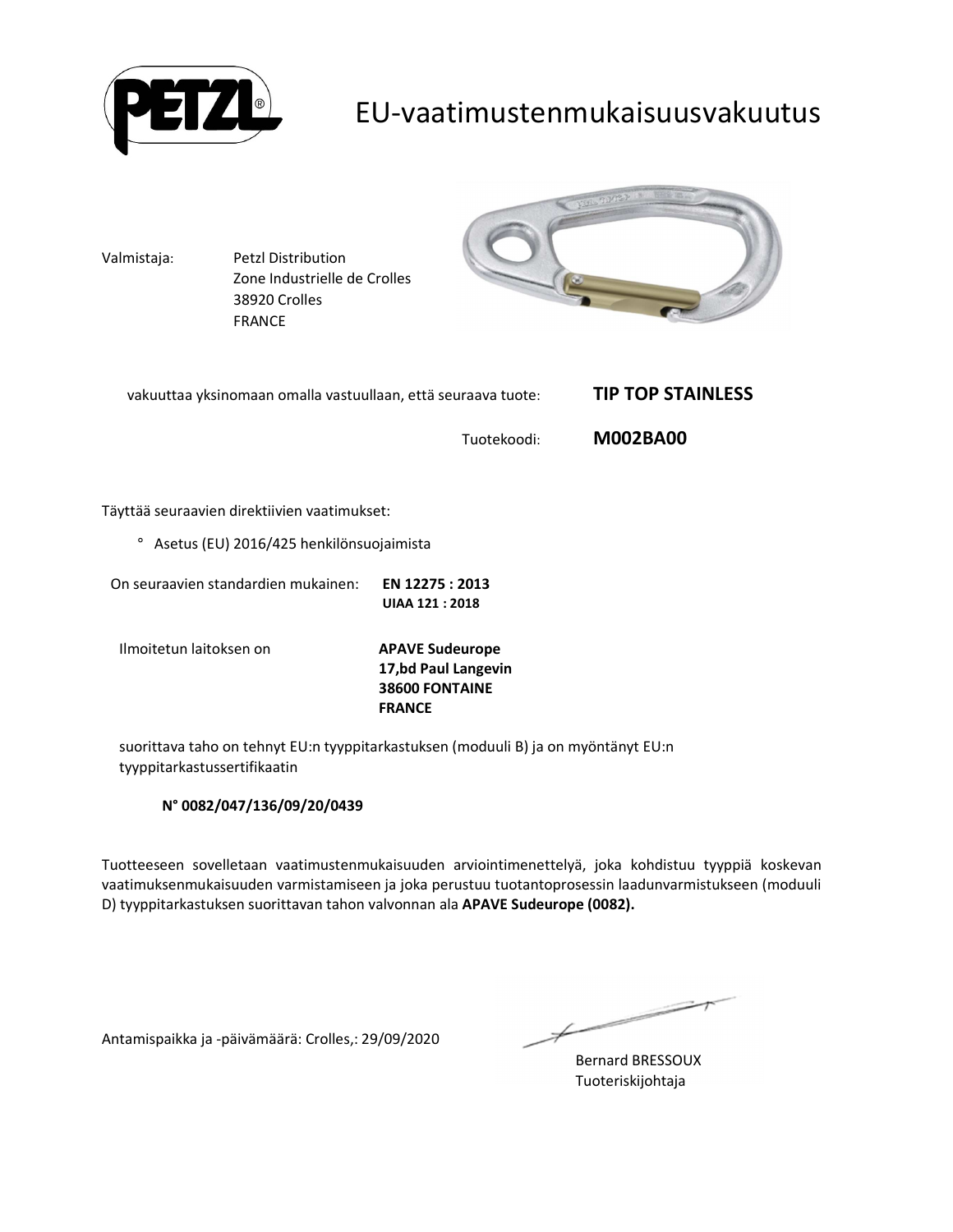# EU-vaatimustenmukaisuusvakuutus

Valmistaja: Petzl Distribution
Zone Industrielle de Crolles
38920 Crolles
FRANCE

vakuuttaa yksinomaan omalla vastuullaan, että seuraava tuote: **TIP TOP STAINLESS**

Tuotekoodi: **M002BA00**

Täyttää seuraavien direktiivien vaatimukset:

° Asetus (EU) 2016/425 henkilönsuojaimista

On seuraavien standardien mukainen: **EN 12275 : 2013**
**UIAA 121 : 2018**

Ilmoitetun laitoksen on **APAVE Sudeurope**
**17,bd Paul Langevin**
**38600 FONTAINE**
**FRANCE**

suorittava taho on tehnyt EU:n tyyppitarkastuksen (moduuli B) ja on myöntänyt EU:n tyyppitarkastussertifikaatin

**N° 0082/047/136/09/20/0439**

Tuotteeseen sovelletaan vaatimustenmukaisuuden arviointimenettelyä, joka kohdistuu tyyppiä koskevan vaatimuksenmukaisuuden varmistamiseen ja joka perustuu tuotantoprosessin laadunvarmistukseen (moduuli D) tyyppitarkastuksen suorittavan tahon valvonnan ala **APAVE Sudeurope (0082).**

Antamispaikka ja -päivämäärä: Crolles,: 29/09/2020

Bernard BRESSOUX
Tuoteriskijohtaja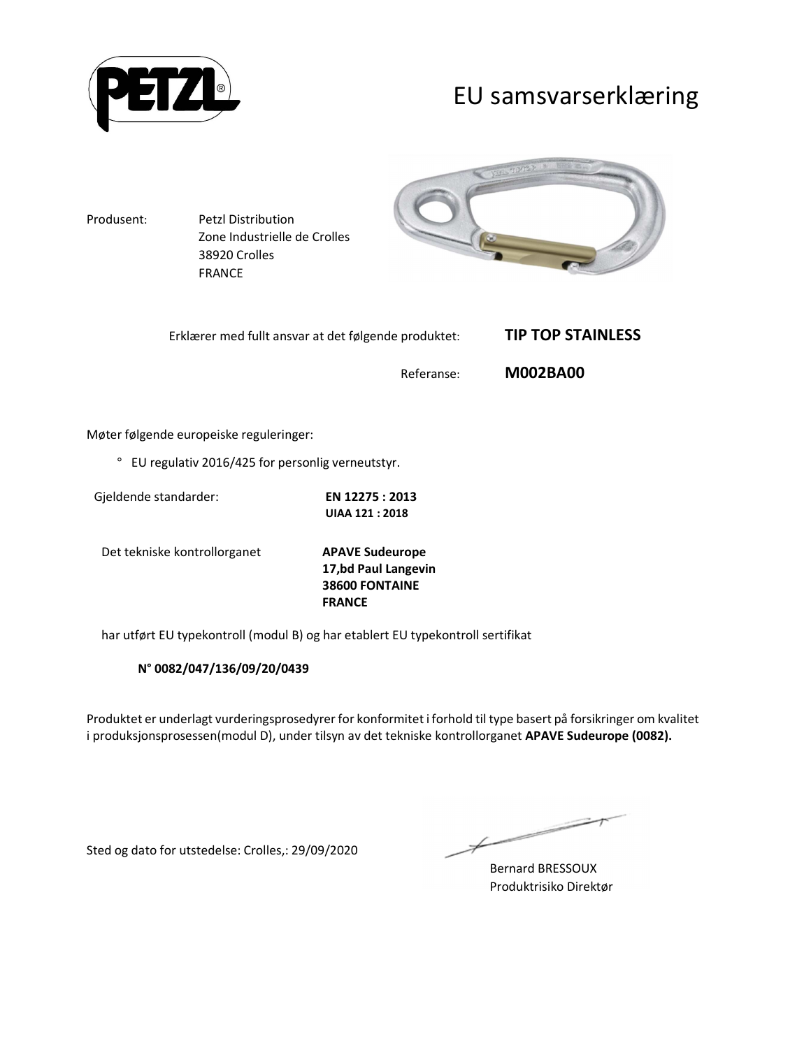# EU samsvarserklæring

Produsent: Petzl Distribution
Zone Industrielle de Crolles
38920 Crolles
FRANCE

Erklærer med fullt ansvar at det følgende produktet: **TIP TOP STAINLESS**

Referanse: **M002BA00**

Møter følgende europeiske reguleringer:

- EU regulativ 2016/425 for personlig verneutstyr.

Gjeldende standarder: **EN 12275 : 2013**
**UIAA 121 : 2018**

Det tekniske kontrollorganet **APAVE Sudeurope**
**17,bd Paul Langevin**
**38600 FONTAINE**
**FRANCE**

har utført EU typekontroll (modul B) og har etablert EU typekontroll sertifikat

**N° 0082/047/136/09/20/0439**

Produktet er underlagt vurderingsprosedyrer for konformitet i forhold til type basert på forsikringer om kvalitet i produksjonsprosessen(modul D), under tilsyn av det tekniske kontrollorganet **APAVE Sudeurope (0082).**

Sted og dato for utstedelse: Crolles,: 29/09/2020

Bernard BRESSOUX
Produktrisiko Direktør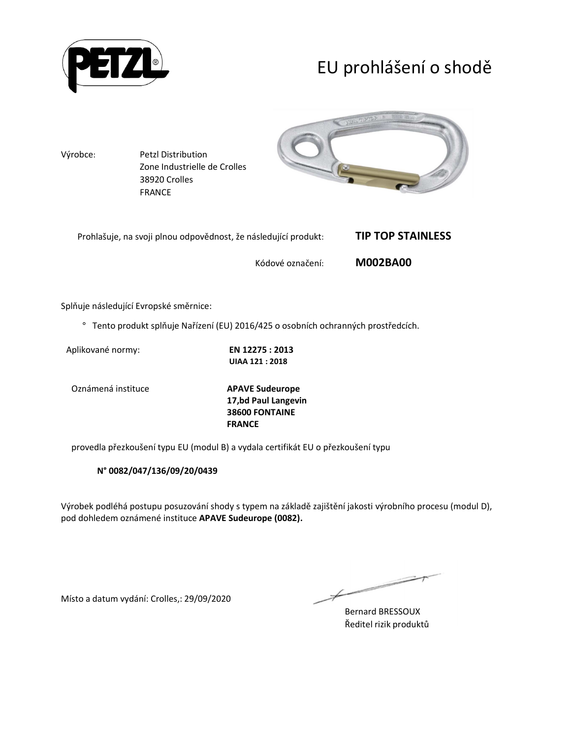# EU prohlášení o shodě

Výrobce: Petzl Distribution
Zone Industrielle de Crolles
38920 Crolles
FRANCE

Prohlašuje, na svoji plnou odpovědnost, že následující produkt: **TIP TOP STAINLESS**

Kódové označení: **M002BA00**

Splňuje následující Evropské směrnice:

° Tento produkt splňuje Nařízení (EU) 2016/425 o osobních ochranných prostředcích.

Aplikované normy: **EN 12275 : 2013**
**UIAA 121 : 2018**

Oznámená instituce **APAVE Sudeurope**
**17,bd Paul Langevin**
**38600 FONTAINE**
**FRANCE**

provedla přezkoušení typu EU (modul B) a vydala certifikát EU o přezkoušení typu

**N° 0082/047/136/09/20/0439**

Výrobek podléhá postupu posuzování shody s typem na základě zajištění jakosti výrobního procesu (modul D), pod dohledem oznámené instituce **APAVE Sudeurope (0082).**

Místo a datum vydání: Crolles,: 29/09/2020

Bernard BRESSOUX
Ředitel rizik produktů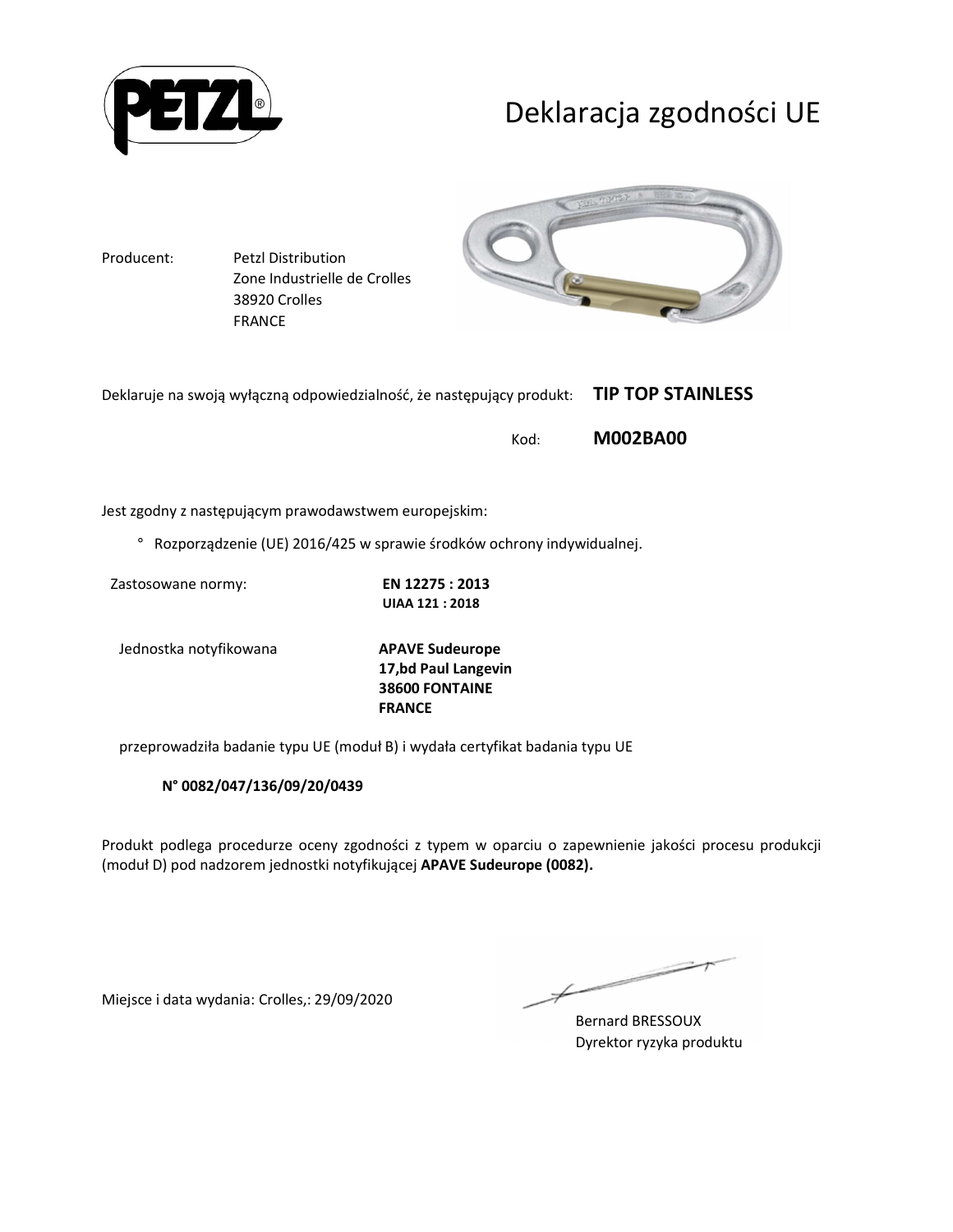# Deklaracja zgodności UE

Producent: Petzl Distribution
Zone Industrielle de Crolles
38920 Crolles
FRANCE

Deklaruje na swoją wyłączną odpowiedzialność, że następujący produkt: **TIP TOP STAINLESS**

Kod: **M002BA00**

Jest zgodny z następującym prawodawstwem europejskim:

° Rozporządzenie (UE) 2016/425 w sprawie środków ochrony indywidualnej.

Zastosowane normy: **EN 12275 : 2013**
**UIAA 121 : 2018**

Jednostka notyfikowana **APAVE Sudeurope**
**17,bd Paul Langevin**
**38600 FONTAINE**
**FRANCE**

przeprowadziła badanie typu UE (moduł B) i wydała certyfikat badania typu UE

**N° 0082/047/136/09/20/0439**

Produkt podlega procedurze oceny zgodności z typem w oparciu o zapewnienie jakości procesu produkcji (moduł D) pod nadzorem jednostki notyfikującej **APAVE Sudeurope (0082).**

Miejsce i data wydania: Crolles,: 29/09/2020

Bernard BRESSOUX
Dyrektor ryzyka produktu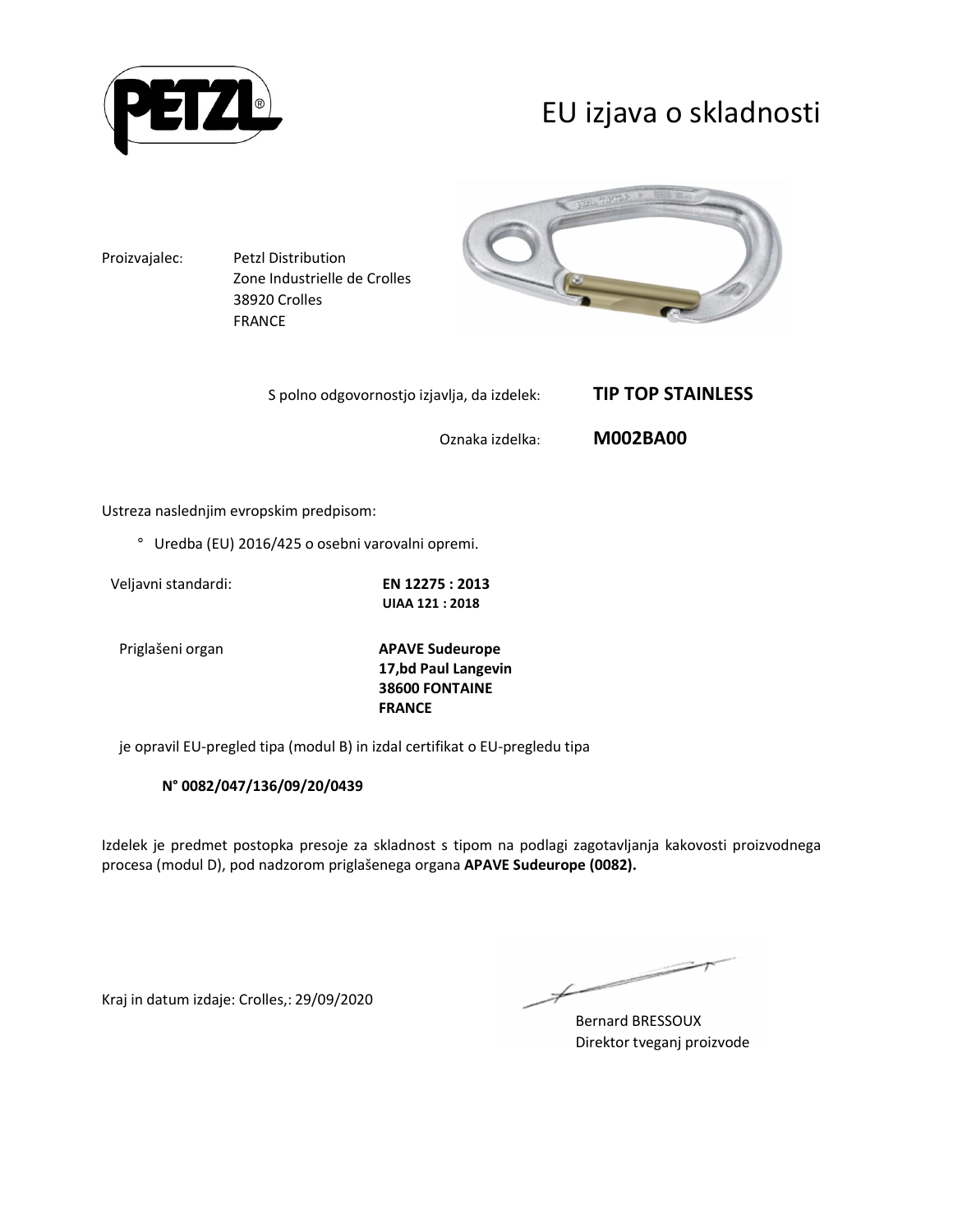# EU izjava o skladnosti

Proizvajalec: Petzl Distribution
Zone Industrielle de Crolles
38920 Crolles
FRANCE

S polno odgovornostjo izjavlja, da izdelek: **TIP TOP STAINLESS**

Oznaka izdelka: **M002BA00**

Ustreza naslednjim evropskim predpisom:

° Uredba (EU) 2016/425 o osebni varovalni opremi.

Veljavni standardi: **EN 12275 : 2013**
**UIAA 121 : 2018**

Priglašeni organ **APAVE Sudeurope**
**17,bd Paul Langevin**
**38600 FONTAINE**
**FRANCE**

je opravil EU-pregled tipa (modul B) in izdal certifikat o EU-pregledu tipa

**N° 0082/047/136/09/20/0439**

Izdelek je predmet postopka presoje za skladnost s tipom na podlagi zagotavljanja kakovosti proizvodnega procesa (modul D), pod nadzorom priglašenega organa **APAVE Sudeurope (0082).**

Kraj in datum izdaje: Crolles,: 29/09/2020

Bernard BRESSOUX
Direktor tveganj proizvode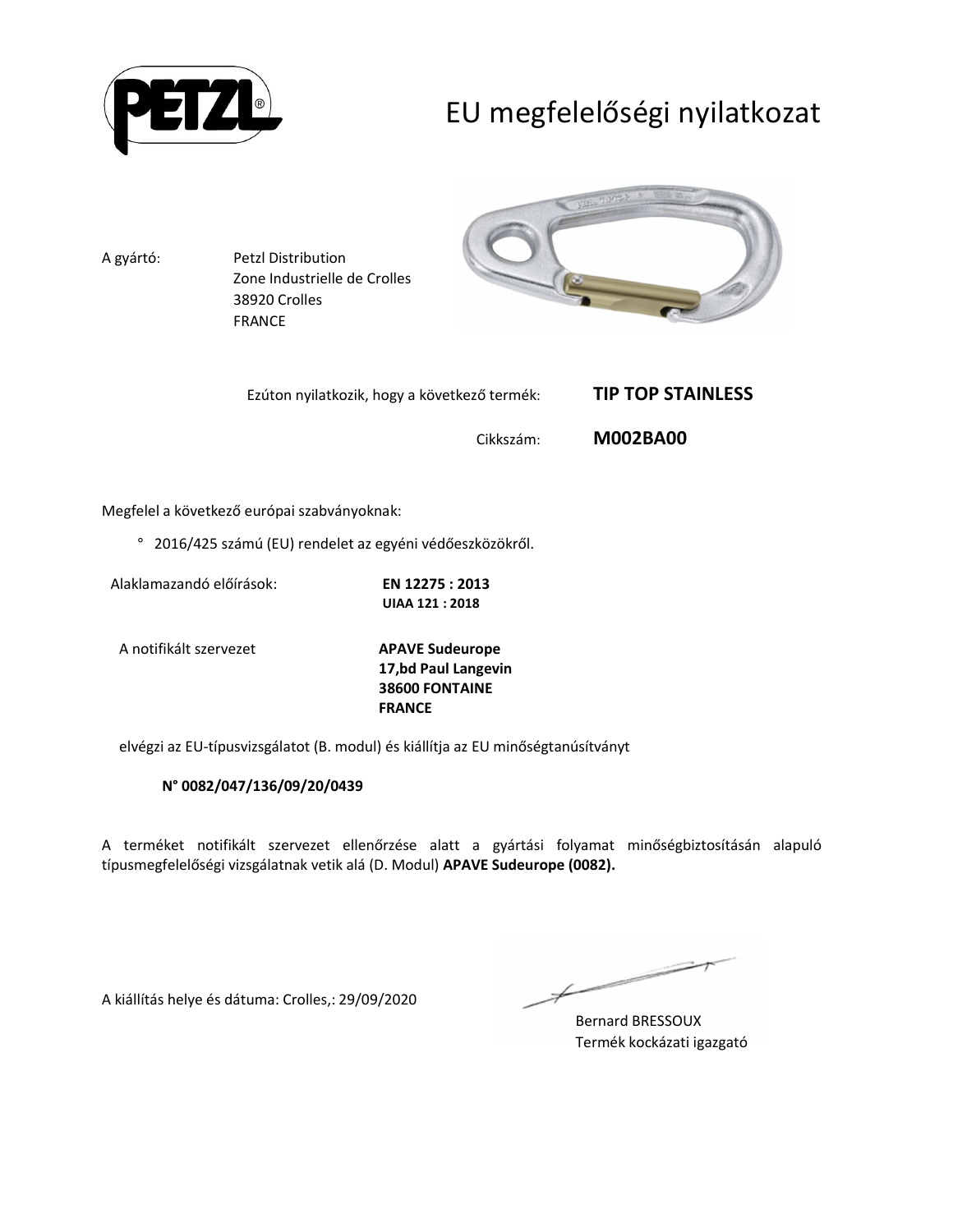# EU megfelelőségi nyilatkozat

A gyártó: Petzl Distribution
Zone Industrielle de Crolles
38920 Crolles
FRANCE

Ezúton nyilatkozik, hogy a következő termék: **TIP TOP STAINLESS**

Cikkszám: **M002BA00**

Megfelel a következő európai szabványoknak:

° 2016/425 számú (EU) rendelet az egyéni védőeszközökről.

Alaklamazandó előírások: **EN 12275 : 2013**
**UIAA 121 : 2018**

A notifikált szervezet **APAVE Sudeurope**
**17,bd Paul Langevin**
**38600 FONTAINE**
**FRANCE**

elvégzi az EU-típusvizsgálatot (B. modul) és kiállítja az EU minőségtanúsítványt

**N° 0082/047/136/09/20/0439**

A terméket notifikált szervezet ellenőrzése alatt a gyártási folyamat minőségbiztosításán alapuló típusmegfelelőségi vizsgálatnak vetik alá (D. Modul) **APAVE Sudeurope (0082).**

A kiállítás helye és dátuma: Crolles,: 29/09/2020

Bernard BRESSOUX
Termék kockázati igazgató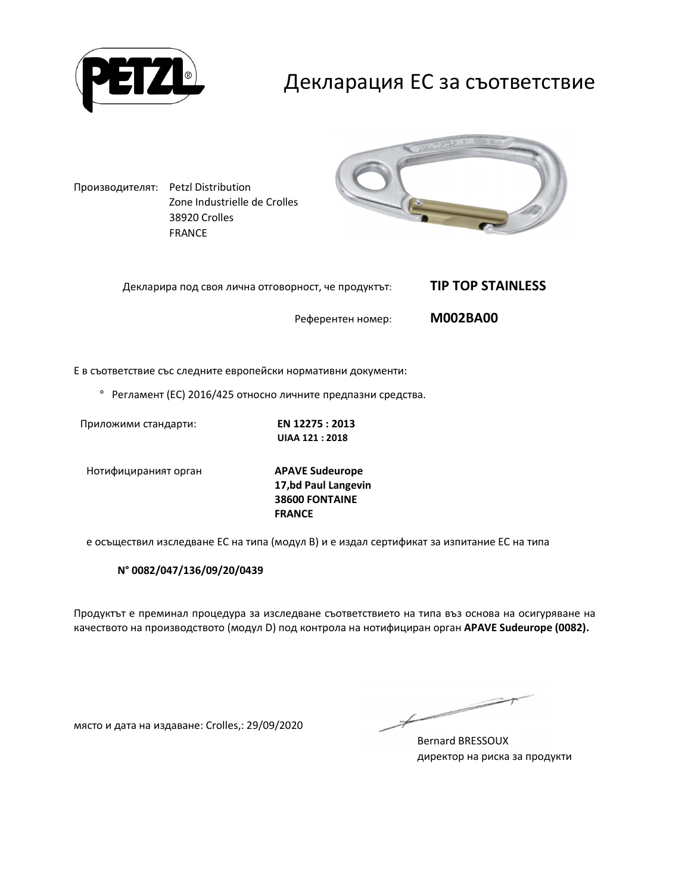# Декларация ЕС за съответствие

Производителят: Petzl Distribution
Zone Industrielle de Crolles
38920 Crolles
FRANCE

Декларира под своя лична отговорност, че продуктът: **TIP TOP STAINLESS**

Референтен номер: **M002BA00**

Е в съответствие със следните европейски нормативни документи:

° Регламент (ЕС) 2016/425 относно личните предпазни средства.

Приложими стандарти: **EN 12275 : 2013**
**UIAA 121 : 2018**

Нотифицираният орган **APAVE Sudeurope**
**17,bd Paul Langevin**
**38600 FONTAINE**
**FRANCE**

е осъществил изследване ЕС на типа (модул B) и е издал сертификат за изпитание ЕС на типа

**N° 0082/047/136/09/20/0439**

Продуктът е преминал процедура за изследване съответствието на типа въз основа на осигуряване на качеството на производството (модул D) под контрола на нотифициран орган **APAVE Sudeurope (0082).**

място и дата на издаване: Crolles,: 29/09/2020

Bernard BRESSOUX
директор на риска за продукти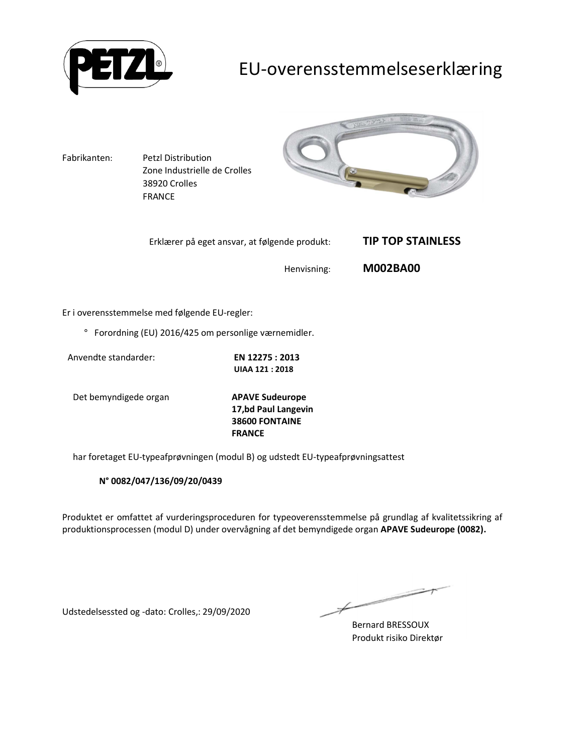# EU-overensstemmelseserklæring

Fabrikanten: Petzl Distribution
Zone Industrielle de Crolles
38920 Crolles
FRANCE

Erklærer på eget ansvar, at følgende produkt: **TIP TOP STAINLESS**

Henvisning: **M002BA00**

Er i overensstemmelse med følgende EU-regler:

° Forordning (EU) 2016/425 om personlige værnemidler.

Anvendte standarder: **EN 12275 : 2013**
**UIAA 121 : 2018**

Det bemyndigede organ **APAVE Sudeurope**
**17,bd Paul Langevin**
**38600 FONTAINE**
**FRANCE**

har foretaget EU-typeafprøvningen (modul B) og udstedt EU-typeafprøvningsattest

**N° 0082/047/136/09/20/0439**

Produktet er omfattet af vurderingsproceduren for typeoverensstemmelse på grundlag af kvalitetssikring af produktionsprocessen (modul D) under overvågning af det bemyndigede organ **APAVE Sudeurope (0082).**

Udstedelsessted og -dato: Crolles,: 29/09/2020

Bernard BRESSOUX
Produkt risiko Direktør